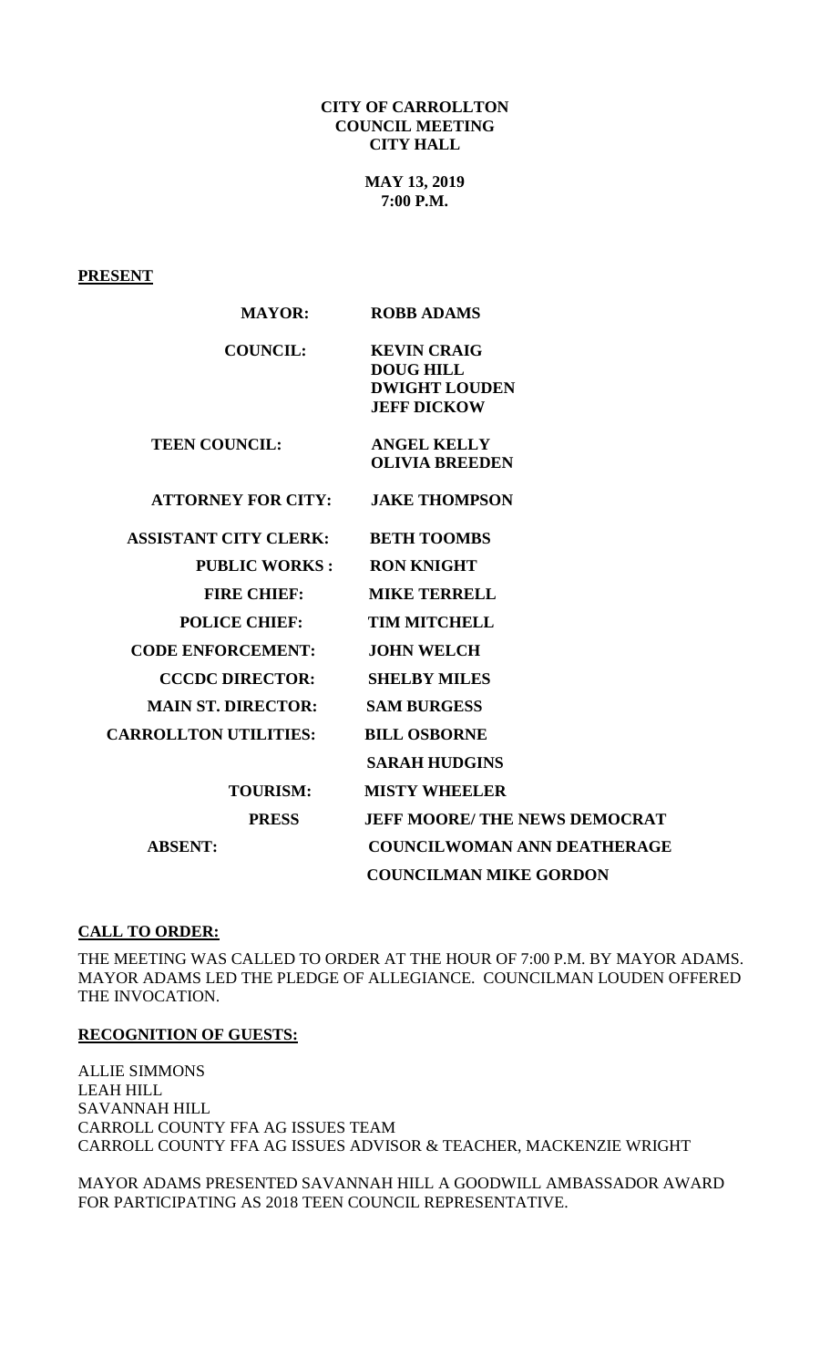**CITY OF CARROLLTON**
**COUNCIL MEETING**
**CITY HALL**

**MAY 13, 2019**
**7:00 P.M.**

**PRESENT**

| | |
|---|---|
| **MAYOR:** | **ROBB ADAMS** |
| **COUNCIL:** | **KEVIN CRAIG**<br>**DOUG HILL**<br>**DWIGHT LOUDEN**<br>**JEFF DICKOW** |
| **TEEN COUNCIL:** | **ANGEL KELLY**<br>**OLIVIA BREEDEN** |
| **ATTORNEY FOR CITY:** | **JAKE THOMPSON** |
| **ASSISTANT CITY CLERK:** | **BETH TOOMBS** |
| **PUBLIC WORKS :** | **RON KNIGHT** |
| **FIRE CHIEF:** | **MIKE TERRELL** |
| **POLICE CHIEF:** | **TIM MITCHELL** |
| **CODE ENFORCEMENT:** | **JOHN WELCH** |
| **CCCDC DIRECTOR:** | **SHELBY MILES** |
| **MAIN ST. DIRECTOR:** | **SAM BURGESS** |
| **CARROLLTON UTILITIES:** | **BILL OSBORNE**<br>**SARAH HUDGINS** |
| **TOURISM:** | **MISTY WHEELER** |
| **PRESS** | **JEFF MOORE/ THE NEWS DEMOCRAT** |
| **ABSENT:** | **COUNCILWOMAN ANN DEATHERAGE**<br>**COUNCILMAN MIKE GORDON** |

**CALL TO ORDER:**

THE MEETING WAS CALLED TO ORDER AT THE HOUR OF 7:00 P.M. BY MAYOR ADAMS. MAYOR ADAMS LED THE PLEDGE OF ALLEGIANCE. COUNCILMAN LOUDEN OFFERED THE INVOCATION.

**RECOGNITION OF GUESTS:**

ALLIE SIMMONS
LEAH HILL
SAVANNAH HILL
CARROLL COUNTY FFA AG ISSUES TEAM
CARROLL COUNTY FFA AG ISSUES ADVISOR & TEACHER, MACKENZIE WRIGHT

MAYOR ADAMS PRESENTED SAVANNAH HILL A GOODWILL AMBASSADOR AWARD FOR PARTICIPATING AS 2018 TEEN COUNCIL REPRESENTATIVE.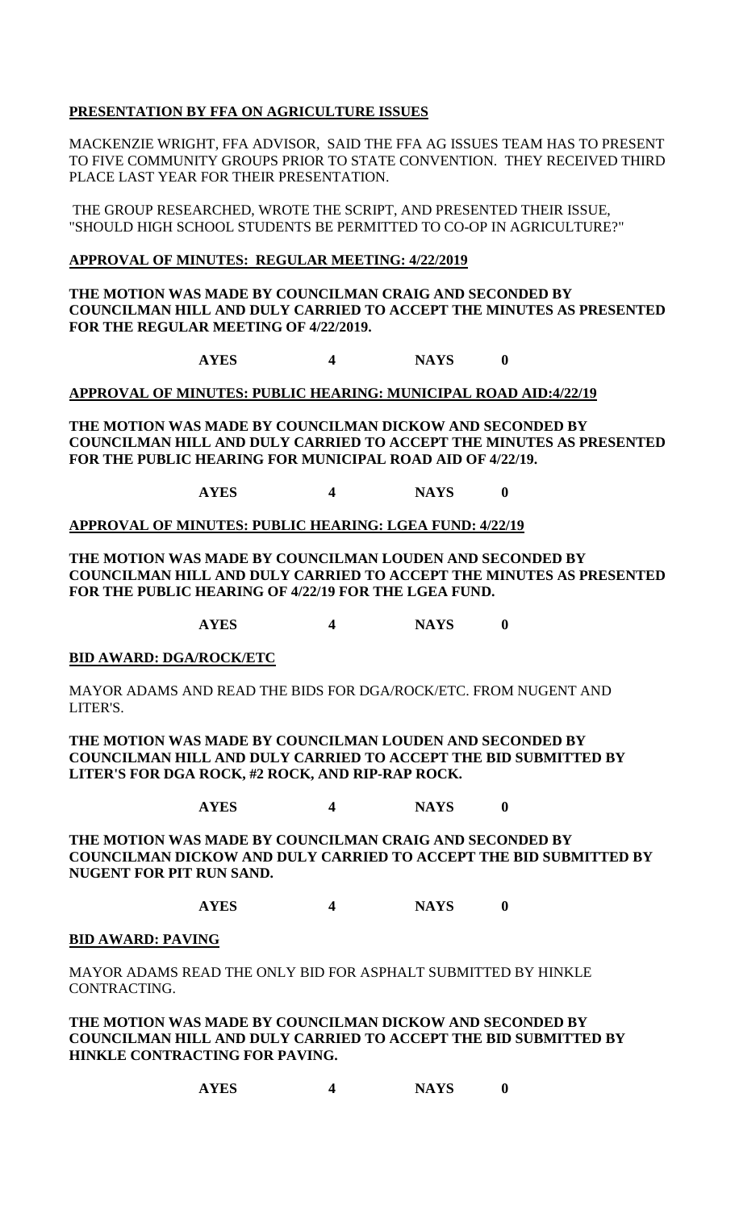**PRESENTATION BY FFA ON AGRICULTURE ISSUES**

MACKENZIE WRIGHT, FFA ADVISOR, SAID THE FFA AG ISSUES TEAM HAS TO PRESENT TO FIVE COMMUNITY GROUPS PRIOR TO STATE CONVENTION. THEY RECEIVED THIRD PLACE LAST YEAR FOR THEIR PRESENTATION.

THE GROUP RESEARCHED, WROTE THE SCRIPT, AND PRESENTED THEIR ISSUE, "SHOULD HIGH SCHOOL STUDENTS BE PERMITTED TO CO-OP IN AGRICULTURE?"

**APPROVAL OF MINUTES: REGULAR MEETING: 4/22/2019**

**THE MOTION WAS MADE BY COUNCILMAN CRAIG AND SECONDED BY COUNCILMAN HILL AND DULY CARRIED TO ACCEPT THE MINUTES AS PRESENTED FOR THE REGULAR MEETING OF 4/22/2019.**

**AYES 4 NAYS 0**

**APPROVAL OF MINUTES: PUBLIC HEARING: MUNICIPAL ROAD AID:4/22/19**

**THE MOTION WAS MADE BY COUNCILMAN DICKOW AND SECONDED BY COUNCILMAN HILL AND DULY CARRIED TO ACCEPT THE MINUTES AS PRESENTED FOR THE PUBLIC HEARING FOR MUNICIPAL ROAD AID OF 4/22/19.**

**AYES 4 NAYS 0**

**APPROVAL OF MINUTES: PUBLIC HEARING: LGEA FUND: 4/22/19**

**THE MOTION WAS MADE BY COUNCILMAN LOUDEN AND SECONDED BY COUNCILMAN HILL AND DULY CARRIED TO ACCEPT THE MINUTES AS PRESENTED FOR THE PUBLIC HEARING OF 4/22/19 FOR THE LGEA FUND.**

**AYES 4 NAYS 0**

**BID AWARD: DGA/ROCK/ETC**

MAYOR ADAMS AND READ THE BIDS FOR DGA/ROCK/ETC. FROM NUGENT AND LITER'S.

**THE MOTION WAS MADE BY COUNCILMAN LOUDEN AND SECONDED BY COUNCILMAN HILL AND DULY CARRIED TO ACCEPT THE BID SUBMITTED BY LITER'S FOR DGA ROCK, #2 ROCK, AND RIP-RAP ROCK.**

**AYES 4 NAYS 0**

**THE MOTION WAS MADE BY COUNCILMAN CRAIG AND SECONDED BY COUNCILMAN DICKOW AND DULY CARRIED TO ACCEPT THE BID SUBMITTED BY NUGENT FOR PIT RUN SAND.**

**AYES 4 NAYS 0**

**BID AWARD: PAVING**

MAYOR ADAMS READ THE ONLY BID FOR ASPHALT SUBMITTED BY HINKLE CONTRACTING.

**THE MOTION WAS MADE BY COUNCILMAN DICKOW AND SECONDED BY COUNCILMAN HILL AND DULY CARRIED TO ACCEPT THE BID SUBMITTED BY HINKLE CONTRACTING FOR PAVING.**

**AYES 4 NAYS 0**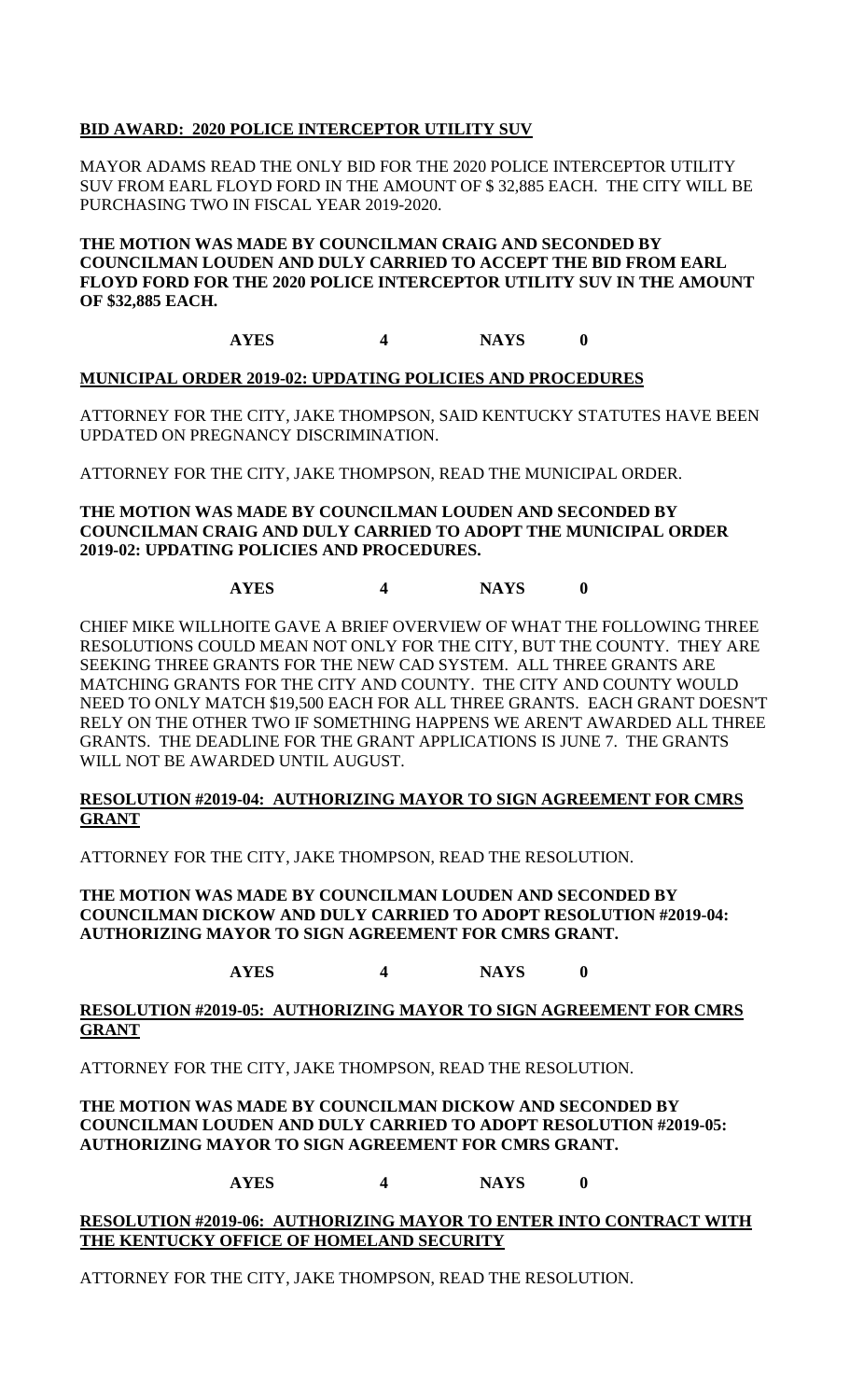**BID AWARD: 2020 POLICE INTERCEPTOR UTILITY SUV**

MAYOR ADAMS READ THE ONLY BID FOR THE 2020 POLICE INTERCEPTOR UTILITY SUV FROM EARL FLOYD FORD IN THE AMOUNT OF $ 32,885 EACH. THE CITY WILL BE PURCHASING TWO IN FISCAL YEAR 2019-2020.

**THE MOTION WAS MADE BY COUNCILMAN CRAIG AND SECONDED BY COUNCILMAN LOUDEN AND DULY CARRIED TO ACCEPT THE BID FROM EARL FLOYD FORD FOR THE 2020 POLICE INTERCEPTOR UTILITY SUV IN THE AMOUNT OF $32,885 EACH.**

**AYES 4 NAYS 0**

**MUNICIPAL ORDER 2019-02: UPDATING POLICIES AND PROCEDURES**

ATTORNEY FOR THE CITY, JAKE THOMPSON, SAID KENTUCKY STATUTES HAVE BEEN UPDATED ON PREGNANCY DISCRIMINATION.

ATTORNEY FOR THE CITY, JAKE THOMPSON, READ THE MUNICIPAL ORDER.

**THE MOTION WAS MADE BY COUNCILMAN LOUDEN AND SECONDED BY COUNCILMAN CRAIG AND DULY CARRIED TO ADOPT THE MUNICIPAL ORDER 2019-02: UPDATING POLICIES AND PROCEDURES.**

**AYES 4 NAYS 0**

CHIEF MIKE WILLHOITE GAVE A BRIEF OVERVIEW OF WHAT THE FOLLOWING THREE RESOLUTIONS COULD MEAN NOT ONLY FOR THE CITY, BUT THE COUNTY. THEY ARE SEEKING THREE GRANTS FOR THE NEW CAD SYSTEM. ALL THREE GRANTS ARE MATCHING GRANTS FOR THE CITY AND COUNTY. THE CITY AND COUNTY WOULD NEED TO ONLY MATCH $19,500 EACH FOR ALL THREE GRANTS. EACH GRANT DOESN'T RELY ON THE OTHER TWO IF SOMETHING HAPPENS WE AREN'T AWARDED ALL THREE GRANTS. THE DEADLINE FOR THE GRANT APPLICATIONS IS JUNE 7. THE GRANTS WILL NOT BE AWARDED UNTIL AUGUST.

**RESOLUTION #2019-04: AUTHORIZING MAYOR TO SIGN AGREEMENT FOR CMRS GRANT**

ATTORNEY FOR THE CITY, JAKE THOMPSON, READ THE RESOLUTION.

**THE MOTION WAS MADE BY COUNCILMAN LOUDEN AND SECONDED BY COUNCILMAN DICKOW AND DULY CARRIED TO ADOPT RESOLUTION #2019-04: AUTHORIZING MAYOR TO SIGN AGREEMENT FOR CMRS GRANT.**

**AYES 4 NAYS 0**

**RESOLUTION #2019-05: AUTHORIZING MAYOR TO SIGN AGREEMENT FOR CMRS GRANT**

ATTORNEY FOR THE CITY, JAKE THOMPSON, READ THE RESOLUTION.

**THE MOTION WAS MADE BY COUNCILMAN DICKOW AND SECONDED BY COUNCILMAN LOUDEN AND DULY CARRIED TO ADOPT RESOLUTION #2019-05: AUTHORIZING MAYOR TO SIGN AGREEMENT FOR CMRS GRANT.**

**AYES 4 NAYS 0**

**RESOLUTION #2019-06: AUTHORIZING MAYOR TO ENTER INTO CONTRACT WITH THE KENTUCKY OFFICE OF HOMELAND SECURITY**

ATTORNEY FOR THE CITY, JAKE THOMPSON, READ THE RESOLUTION.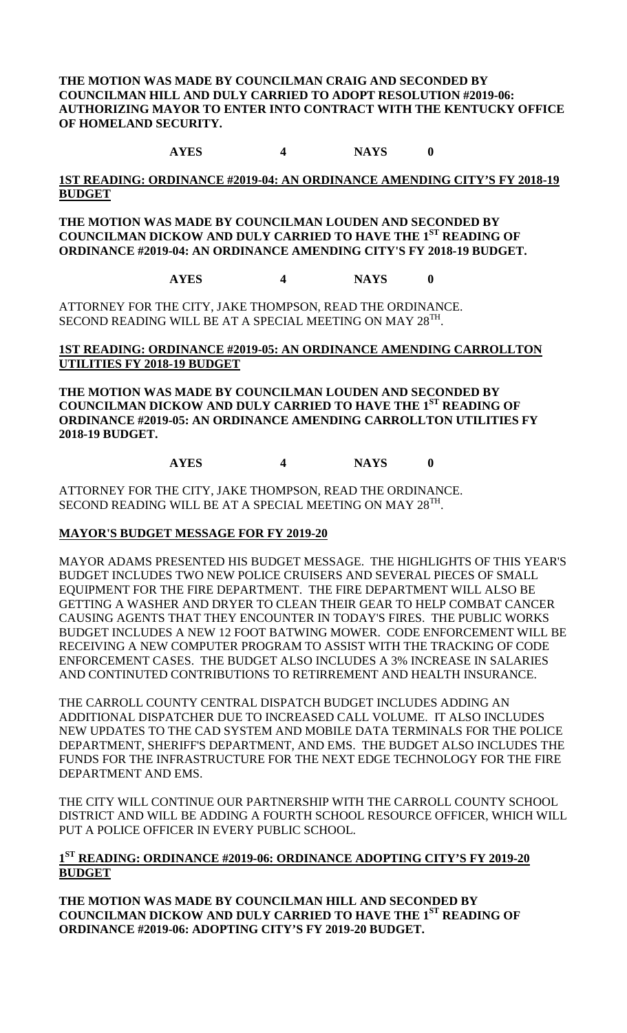**THE MOTION WAS MADE BY COUNCILMAN CRAIG AND SECONDED BY COUNCILMAN HILL AND DULY CARRIED TO ADOPT RESOLUTION #2019-06: AUTHORIZING MAYOR TO ENTER INTO CONTRACT WITH THE KENTUCKY OFFICE OF HOMELAND SECURITY.**

**AYES 4 NAYS 0**

**1ST READING: ORDINANCE #2019-04: AN ORDINANCE AMENDING CITY'S FY 2018-19 BUDGET**

**THE MOTION WAS MADE BY COUNCILMAN LOUDEN AND SECONDED BY COUNCILMAN DICKOW AND DULY CARRIED TO HAVE THE 1ST READING OF ORDINANCE #2019-04: AN ORDINANCE AMENDING CITY'S FY 2018-19 BUDGET.**

**AYES 4 NAYS 0**

ATTORNEY FOR THE CITY, JAKE THOMPSON, READ THE ORDINANCE. SECOND READING WILL BE AT A SPECIAL MEETING ON MAY 28TH.

**1ST READING: ORDINANCE #2019-05: AN ORDINANCE AMENDING CARROLLTON UTILITIES FY 2018-19 BUDGET**

**THE MOTION WAS MADE BY COUNCILMAN LOUDEN AND SECONDED BY COUNCILMAN DICKOW AND DULY CARRIED TO HAVE THE 1ST READING OF ORDINANCE #2019-05: AN ORDINANCE AMENDING CARROLLTON UTILITIES FY 2018-19 BUDGET.**

**AYES 4 NAYS 0**

ATTORNEY FOR THE CITY, JAKE THOMPSON, READ THE ORDINANCE. SECOND READING WILL BE AT A SPECIAL MEETING ON MAY 28TH.

**MAYOR'S BUDGET MESSAGE FOR FY 2019-20**

MAYOR ADAMS PRESENTED HIS BUDGET MESSAGE. THE HIGHLIGHTS OF THIS YEAR'S BUDGET INCLUDES TWO NEW POLICE CRUISERS AND SEVERAL PIECES OF SMALL EQUIPMENT FOR THE FIRE DEPARTMENT. THE FIRE DEPARTMENT WILL ALSO BE GETTING A WASHER AND DRYER TO CLEAN THEIR GEAR TO HELP COMBAT CANCER CAUSING AGENTS THAT THEY ENCOUNTER IN TODAY'S FIRES. THE PUBLIC WORKS BUDGET INCLUDES A NEW 12 FOOT BATWING MOWER. CODE ENFORCEMENT WILL BE RECEIVING A NEW COMPUTER PROGRAM TO ASSIST WITH THE TRACKING OF CODE ENFORCEMENT CASES. THE BUDGET ALSO INCLUDES A 3% INCREASE IN SALARIES AND CONTINUTED CONTRIBUTIONS TO RETIRREMENT AND HEALTH INSURANCE.

THE CARROLL COUNTY CENTRAL DISPATCH BUDGET INCLUDES ADDING AN ADDITIONAL DISPATCHER DUE TO INCREASED CALL VOLUME. IT ALSO INCLUDES NEW UPDATES TO THE CAD SYSTEM AND MOBILE DATA TERMINALS FOR THE POLICE DEPARTMENT, SHERIFF'S DEPARTMENT, AND EMS. THE BUDGET ALSO INCLUDES THE FUNDS FOR THE INFRASTRUCTURE FOR THE NEXT EDGE TECHNOLOGY FOR THE FIRE DEPARTMENT AND EMS.

THE CITY WILL CONTINUE OUR PARTNERSHIP WITH THE CARROLL COUNTY SCHOOL DISTRICT AND WILL BE ADDING A FOURTH SCHOOL RESOURCE OFFICER, WHICH WILL PUT A POLICE OFFICER IN EVERY PUBLIC SCHOOL.

**1ST READING: ORDINANCE #2019-06: ORDINANCE ADOPTING CITY'S FY 2019-20 BUDGET**

**THE MOTION WAS MADE BY COUNCILMAN HILL AND SECONDED BY COUNCILMAN DICKOW AND DULY CARRIED TO HAVE THE 1ST READING OF ORDINANCE #2019-06: ADOPTING CITY'S FY 2019-20 BUDGET.**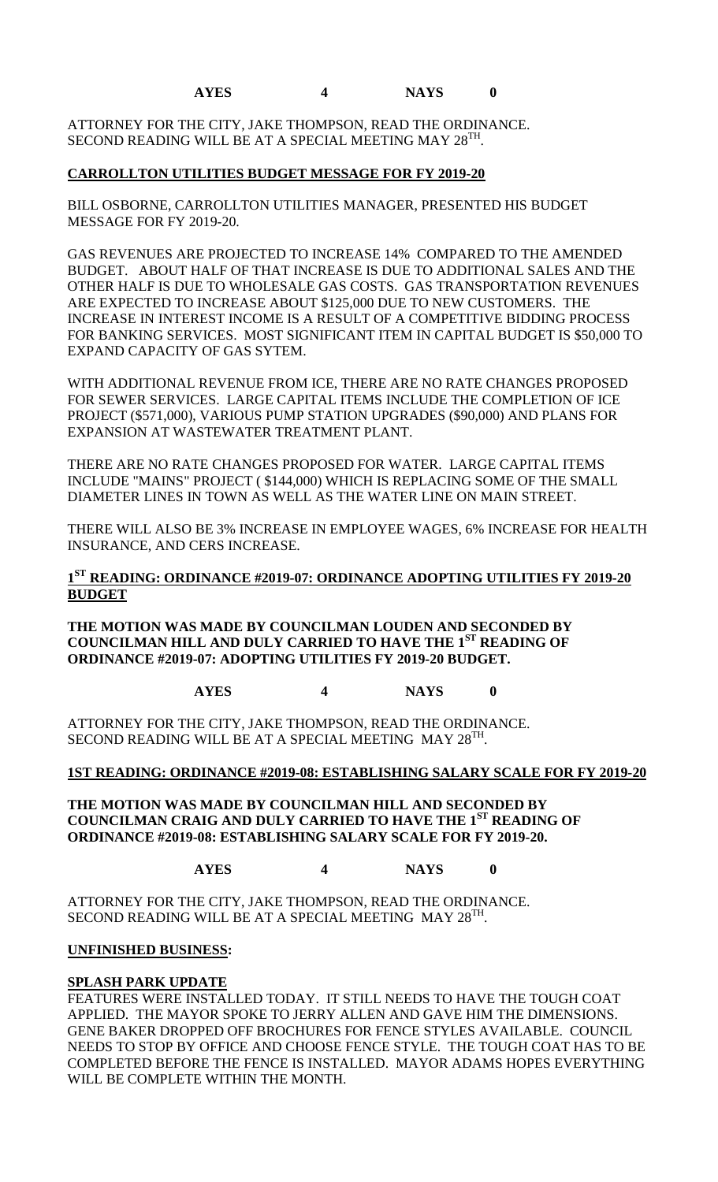**AYES 4 NAYS 0**

ATTORNEY FOR THE CITY, JAKE THOMPSON, READ THE ORDINANCE. SECOND READING WILL BE AT A SPECIAL MEETING MAY 28TH.

**CARROLLTON UTILITIES BUDGET MESSAGE FOR FY 2019-20**

BILL OSBORNE, CARROLLTON UTILITIES MANAGER, PRESENTED HIS BUDGET MESSAGE FOR FY 2019-20.

GAS REVENUES ARE PROJECTED TO INCREASE 14% COMPARED TO THE AMENDED BUDGET. ABOUT HALF OF THAT INCREASE IS DUE TO ADDITIONAL SALES AND THE OTHER HALF IS DUE TO WHOLESALE GAS COSTS. GAS TRANSPORTATION REVENUES ARE EXPECTED TO INCREASE ABOUT $125,000 DUE TO NEW CUSTOMERS. THE INCREASE IN INTEREST INCOME IS A RESULT OF A COMPETITIVE BIDDING PROCESS FOR BANKING SERVICES. MOST SIGNIFICANT ITEM IN CAPITAL BUDGET IS $50,000 TO EXPAND CAPACITY OF GAS SYTEM.

WITH ADDITIONAL REVENUE FROM ICE, THERE ARE NO RATE CHANGES PROPOSED FOR SEWER SERVICES. LARGE CAPITAL ITEMS INCLUDE THE COMPLETION OF ICE PROJECT ($571,000), VARIOUS PUMP STATION UPGRADES ($90,000) AND PLANS FOR EXPANSION AT WASTEWATER TREATMENT PLANT.

THERE ARE NO RATE CHANGES PROPOSED FOR WATER. LARGE CAPITAL ITEMS INCLUDE "MAINS" PROJECT ( $144,000) WHICH IS REPLACING SOME OF THE SMALL DIAMETER LINES IN TOWN AS WELL AS THE WATER LINE ON MAIN STREET.

THERE WILL ALSO BE 3% INCREASE IN EMPLOYEE WAGES, 6% INCREASE FOR HEALTH INSURANCE, AND CERS INCREASE.

**1ST READING: ORDINANCE #2019-07: ORDINANCE ADOPTING UTILITIES FY 2019-20 BUDGET**

**THE MOTION WAS MADE BY COUNCILMAN LOUDEN AND SECONDED BY COUNCILMAN HILL AND DULY CARRIED TO HAVE THE 1ST READING OF ORDINANCE #2019-07: ADOPTING UTILITIES FY 2019-20 BUDGET.**

**AYES 4 NAYS 0**

ATTORNEY FOR THE CITY, JAKE THOMPSON, READ THE ORDINANCE. SECOND READING WILL BE AT A SPECIAL MEETING MAY 28TH.

**1ST READING: ORDINANCE #2019-08: ESTABLISHING SALARY SCALE FOR FY 2019-20**

**THE MOTION WAS MADE BY COUNCILMAN HILL AND SECONDED BY COUNCILMAN CRAIG AND DULY CARRIED TO HAVE THE 1ST READING OF ORDINANCE #2019-08: ESTABLISHING SALARY SCALE FOR FY 2019-20.**

**AYES 4 NAYS 0**

ATTORNEY FOR THE CITY, JAKE THOMPSON, READ THE ORDINANCE. SECOND READING WILL BE AT A SPECIAL MEETING MAY 28TH.

**UNFINISHED BUSINESS:**

**SPLASH PARK UPDATE**

FEATURES WERE INSTALLED TODAY. IT STILL NEEDS TO HAVE THE TOUGH COAT APPLIED. THE MAYOR SPOKE TO JERRY ALLEN AND GAVE HIM THE DIMENSIONS. GENE BAKER DROPPED OFF BROCHURES FOR FENCE STYLES AVAILABLE. COUNCIL NEEDS TO STOP BY OFFICE AND CHOOSE FENCE STYLE. THE TOUGH COAT HAS TO BE COMPLETED BEFORE THE FENCE IS INSTALLED. MAYOR ADAMS HOPES EVERYTHING WILL BE COMPLETE WITHIN THE MONTH.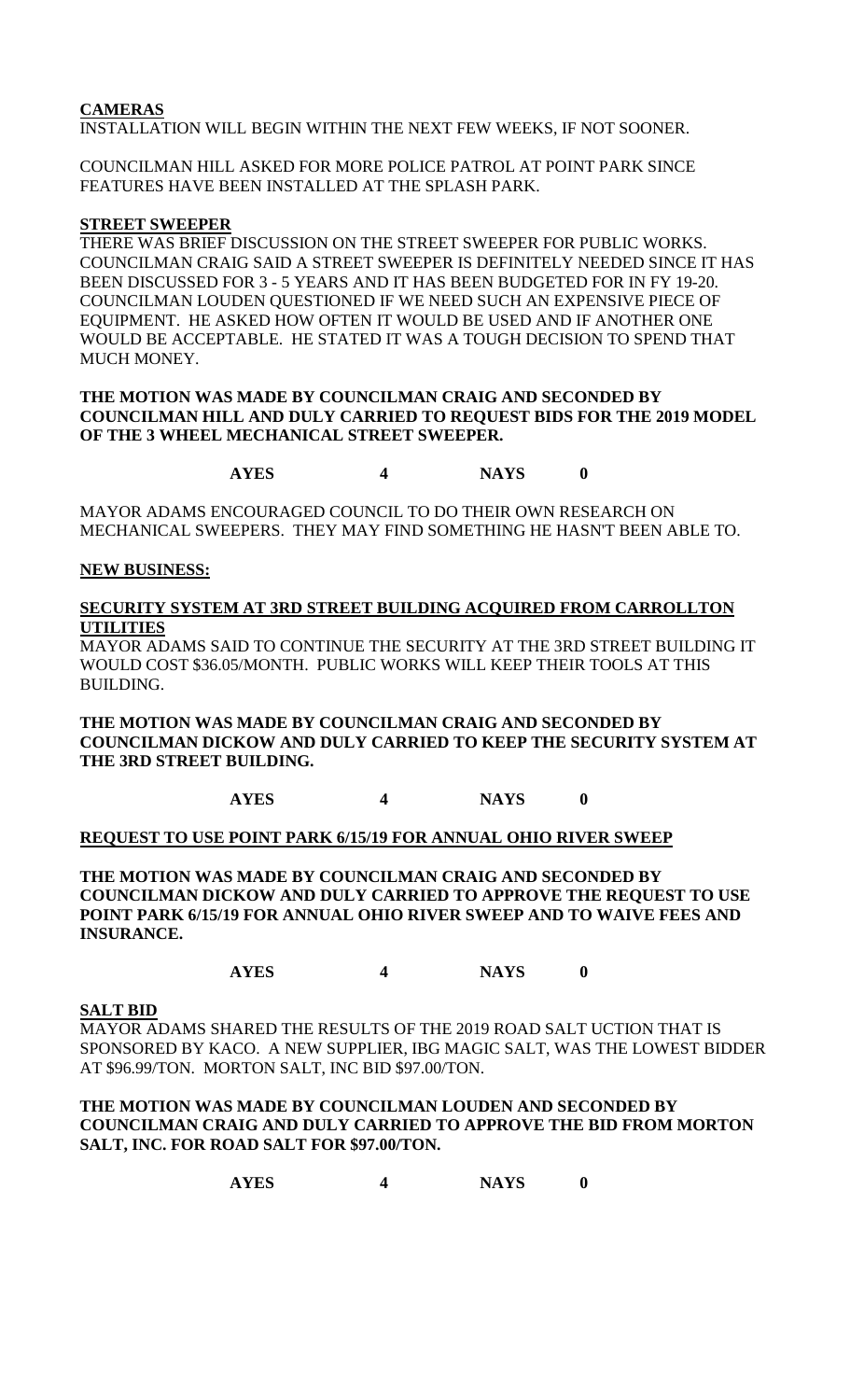**CAMERAS**

INSTALLATION WILL BEGIN WITHIN THE NEXT FEW WEEKS, IF NOT SOONER.

COUNCILMAN HILL ASKED FOR MORE POLICE PATROL AT POINT PARK SINCE FEATURES HAVE BEEN INSTALLED AT THE SPLASH PARK.

**STREET SWEEPER**

THERE WAS BRIEF DISCUSSION ON THE STREET SWEEPER FOR PUBLIC WORKS. COUNCILMAN CRAIG SAID A STREET SWEEPER IS DEFINITELY NEEDED SINCE IT HAS BEEN DISCUSSED FOR 3 - 5 YEARS AND IT HAS BEEN BUDGETED FOR IN FY 19-20. COUNCILMAN LOUDEN QUESTIONED IF WE NEED SUCH AN EXPENSIVE PIECE OF EQUIPMENT. HE ASKED HOW OFTEN IT WOULD BE USED AND IF ANOTHER ONE WOULD BE ACCEPTABLE. HE STATED IT WAS A TOUGH DECISION TO SPEND THAT MUCH MONEY.

**THE MOTION WAS MADE BY COUNCILMAN CRAIG AND SECONDED BY COUNCILMAN HILL AND DULY CARRIED TO REQUEST BIDS FOR THE 2019 MODEL OF THE 3 WHEEL MECHANICAL STREET SWEEPER.**

**AYES 4 NAYS 0**

MAYOR ADAMS ENCOURAGED COUNCIL TO DO THEIR OWN RESEARCH ON MECHANICAL SWEEPERS. THEY MAY FIND SOMETHING HE HASN'T BEEN ABLE TO.

**NEW BUSINESS:**

**SECURITY SYSTEM AT 3RD STREET BUILDING ACQUIRED FROM CARROLLTON UTILITIES**

MAYOR ADAMS SAID TO CONTINUE THE SECURITY AT THE 3RD STREET BUILDING IT WOULD COST $36.05/MONTH. PUBLIC WORKS WILL KEEP THEIR TOOLS AT THIS BUILDING.

**THE MOTION WAS MADE BY COUNCILMAN CRAIG AND SECONDED BY COUNCILMAN DICKOW AND DULY CARRIED TO KEEP THE SECURITY SYSTEM AT THE 3RD STREET BUILDING.**

**AYES 4 NAYS 0**

**REQUEST TO USE POINT PARK 6/15/19 FOR ANNUAL OHIO RIVER SWEEP**

**THE MOTION WAS MADE BY COUNCILMAN CRAIG AND SECONDED BY COUNCILMAN DICKOW AND DULY CARRIED TO APPROVE THE REQUEST TO USE POINT PARK 6/15/19 FOR ANNUAL OHIO RIVER SWEEP AND TO WAIVE FEES AND INSURANCE.**

**AYES 4 NAYS 0**

**SALT BID**

MAYOR ADAMS SHARED THE RESULTS OF THE 2019 ROAD SALT UCTION THAT IS SPONSORED BY KACO. A NEW SUPPLIER, IBG MAGIC SALT, WAS THE LOWEST BIDDER AT $96.99/TON. MORTON SALT, INC BID $97.00/TON.

**THE MOTION WAS MADE BY COUNCILMAN LOUDEN AND SECONDED BY COUNCILMAN CRAIG AND DULY CARRIED TO APPROVE THE BID FROM MORTON SALT, INC. FOR ROAD SALT FOR $97.00/TON.**

**AYES 4 NAYS 0**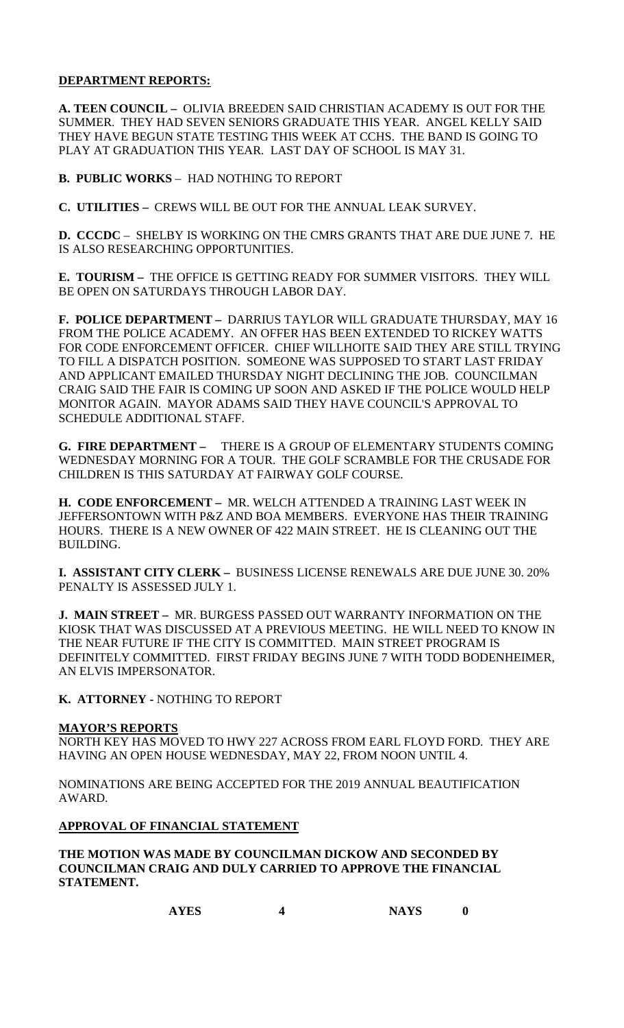**DEPARTMENT REPORTS:**

**A. TEEN COUNCIL –** OLIVIA BREEDEN SAID CHRISTIAN ACADEMY IS OUT FOR THE SUMMER. THEY HAD SEVEN SENIORS GRADUATE THIS YEAR. ANGEL KELLY SAID THEY HAVE BEGUN STATE TESTING THIS WEEK AT CCHS. THE BAND IS GOING TO PLAY AT GRADUATION THIS YEAR. LAST DAY OF SCHOOL IS MAY 31.

**B. PUBLIC WORKS** – HAD NOTHING TO REPORT

**C. UTILITIES –** CREWS WILL BE OUT FOR THE ANNUAL LEAK SURVEY.

**D. CCCDC** – SHELBY IS WORKING ON THE CMRS GRANTS THAT ARE DUE JUNE 7. HE IS ALSO RESEARCHING OPPORTUNITIES.

**E. TOURISM –** THE OFFICE IS GETTING READY FOR SUMMER VISITORS. THEY WILL BE OPEN ON SATURDAYS THROUGH LABOR DAY.

**F. POLICE DEPARTMENT –** DARRIUS TAYLOR WILL GRADUATE THURSDAY, MAY 16 FROM THE POLICE ACADEMY. AN OFFER HAS BEEN EXTENDED TO RICKEY WATTS FOR CODE ENFORCEMENT OFFICER. CHIEF WILLHOITE SAID THEY ARE STILL TRYING TO FILL A DISPATCH POSITION. SOMEONE WAS SUPPOSED TO START LAST FRIDAY AND APPLICANT EMAILED THURSDAY NIGHT DECLINING THE JOB. COUNCILMAN CRAIG SAID THE FAIR IS COMING UP SOON AND ASKED IF THE POLICE WOULD HELP MONITOR AGAIN. MAYOR ADAMS SAID THEY HAVE COUNCIL'S APPROVAL TO SCHEDULE ADDITIONAL STAFF.

**G. FIRE DEPARTMENT –** THERE IS A GROUP OF ELEMENTARY STUDENTS COMING WEDNESDAY MORNING FOR A TOUR. THE GOLF SCRAMBLE FOR THE CRUSADE FOR CHILDREN IS THIS SATURDAY AT FAIRWAY GOLF COURSE.

**H. CODE ENFORCEMENT –** MR. WELCH ATTENDED A TRAINING LAST WEEK IN JEFFERSONTOWN WITH P&Z AND BOA MEMBERS. EVERYONE HAS THEIR TRAINING HOURS. THERE IS A NEW OWNER OF 422 MAIN STREET. HE IS CLEANING OUT THE BUILDING.

**I. ASSISTANT CITY CLERK –** BUSINESS LICENSE RENEWALS ARE DUE JUNE 30. 20% PENALTY IS ASSESSED JULY 1.

**J. MAIN STREET –** MR. BURGESS PASSED OUT WARRANTY INFORMATION ON THE KIOSK THAT WAS DISCUSSED AT A PREVIOUS MEETING. HE WILL NEED TO KNOW IN THE NEAR FUTURE IF THE CITY IS COMMITTED. MAIN STREET PROGRAM IS DEFINITELY COMMITTED. FIRST FRIDAY BEGINS JUNE 7 WITH TODD BODENHEIMER, AN ELVIS IMPERSONATOR.

**K. ATTORNEY -** NOTHING TO REPORT

**MAYOR'S REPORTS**

NORTH KEY HAS MOVED TO HWY 227 ACROSS FROM EARL FLOYD FORD. THEY ARE HAVING AN OPEN HOUSE WEDNESDAY, MAY 22, FROM NOON UNTIL 4.

NOMINATIONS ARE BEING ACCEPTED FOR THE 2019 ANNUAL BEAUTIFICATION AWARD.

**APPROVAL OF FINANCIAL STATEMENT**

**THE MOTION WAS MADE BY COUNCILMAN DICKOW AND SECONDED BY COUNCILMAN CRAIG AND DULY CARRIED TO APPROVE THE FINANCIAL STATEMENT.**

**AYES 4 NAYS 0**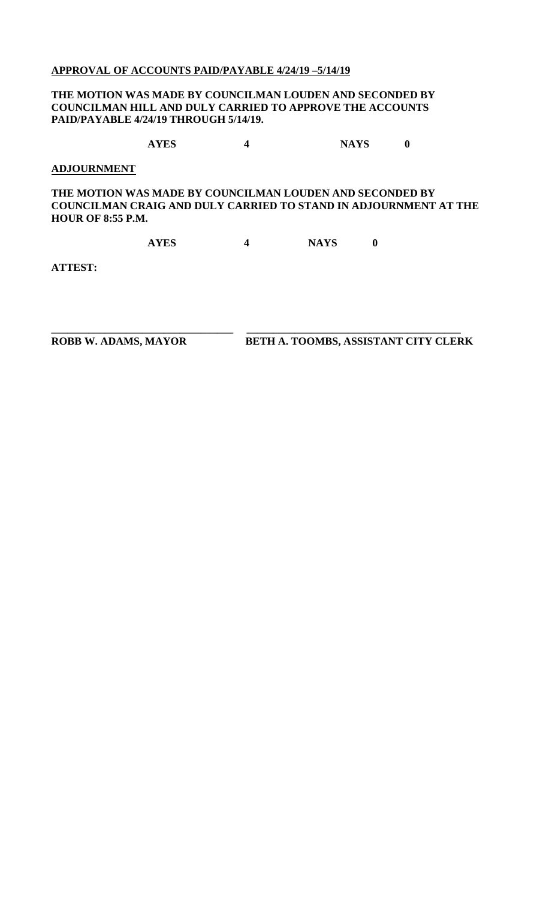**APPROVAL OF ACCOUNTS PAID/PAYABLE 4/24/19 –5/14/19**

**THE MOTION WAS MADE BY COUNCILMAN LOUDEN AND SECONDED BY COUNCILMAN HILL AND DULY CARRIED TO APPROVE THE ACCOUNTS PAID/PAYABLE 4/24/19 THROUGH 5/14/19.**

**AYES 4 NAYS 0**

**ADJOURNMENT**

**THE MOTION WAS MADE BY COUNCILMAN LOUDEN AND SECONDED BY COUNCILMAN CRAIG AND DULY CARRIED TO STAND IN ADJOURNMENT AT THE HOUR OF 8:55 P.M.**

**AYES 4 NAYS 0**

**ATTEST:**

**ROBB W. ADAMS, MAYOR**

**BETH A. TOOMBS, ASSISTANT CITY CLERK**